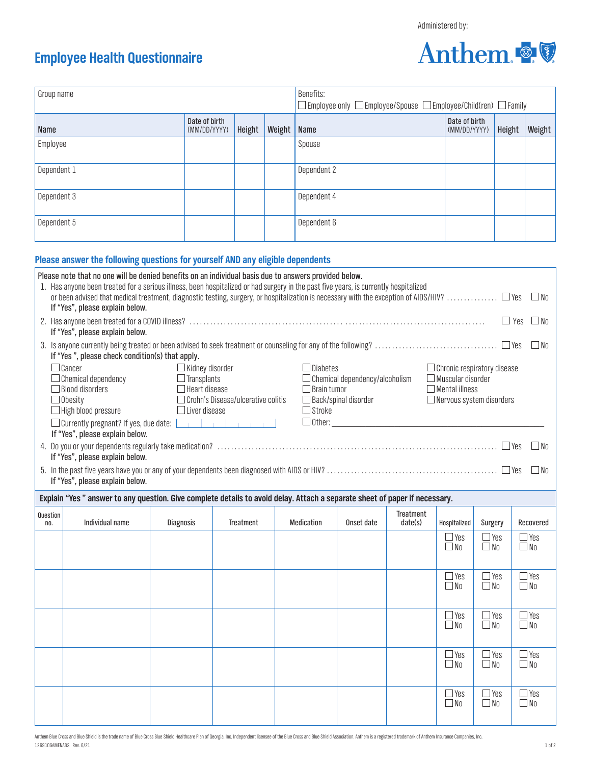Administered by: Anthem

# Employee Health Questionnaire

| Group name | | | | Benefits: ☐ Employee only ☐ Employee/Spouse ☐ Employee/Child(ren) ☐ Family | | | |
|---|---|---|---|---|---|---|---|
| **Name** | **Date of birth (MM/DD/YYYY)** | **Height** | **Weight** | **Name** | **Date of birth (MM/DD/YYYY)** | **Height** | **Weight** |
| Employee | | | | Spouse | | | |
| Dependent 1 | | | | Dependent 2 | | | |
| Dependent 3 | | | | Dependent 4 | | | |
| Dependent 5 | | | | Dependent 6 | | | |

## Please answer the following questions for yourself AND any eligible dependents

Please note that no one will be denied benefits on an individual basis due to answers provided below.

1. Has anyone been treated for a serious illness, been hospitalized or had surgery in the past five years, is currently hospitalized or been advised that medical treatment, diagnostic testing, surgery, or hospitalization is necessary with the exception of AIDS/HIV? ☐ Yes ☐ No
   If "Yes", please explain below.
2. Has anyone been treated for a COVID illness? ☐ Yes ☐ No
   If "Yes", please explain below.
3. Is anyone currently being treated or been advised to seek treatment or counseling for any of the following? ☐ Yes ☐ No
   If "Yes", please check condition(s) that apply.
   - ☐ Cancer
   - ☐ Chemical dependency
   - ☐ Blood disorders
   - ☐ Obesity
   - ☐ High blood pressure
   - ☐ Currently pregnant? If yes, due date: ________
   - ☐ Kidney disorder
   - ☐ Transplants
   - ☐ Heart disease
   - ☐ Crohn's Disease/ulcerative colitis
   - ☐ Liver disease
   - ☐ Diabetes
   - ☐ Chemical dependency/alcoholism
   - ☐ Brain tumor
   - ☐ Back/spinal disorder
   - ☐ Stroke
   - ☐ Other: ________
   - ☐ Chronic respiratory disease
   - ☐ Muscular disorder
   - ☐ Mental illness
   - ☐ Nervous system disorders

   If "Yes", please explain below.
4. Do you or your dependents regularly take medication? ☐ Yes ☐ No
   If "Yes", please explain below.
5. In the past five years have you or any of your dependents been diagnosed with AIDS or HIV? ☐ Yes ☐ No
   If "Yes", please explain below.

**Explain "Yes" answer to any question. Give complete details to avoid delay. Attach a separate sheet of paper if necessary.**

| Question no. | Individual name | Diagnosis | Treatment | Medication | Onset date | Treatment date(s) | Hospitalized | Surgery | Recovered |
|---|---|---|---|---|---|---|---|---|---|
| | | | | | | | ☐ Yes ☐ No | ☐ Yes ☐ No | ☐ Yes ☐ No |
| | | | | | | | ☐ Yes ☐ No | ☐ Yes ☐ No | ☐ Yes ☐ No |
| | | | | | | | ☐ Yes ☐ No | ☐ Yes ☐ No | ☐ Yes ☐ No |
| | | | | | | | ☐ Yes ☐ No | ☐ Yes ☐ No | ☐ Yes ☐ No |
| | | | | | | | ☐ Yes ☐ No | ☐ Yes ☐ No | ☐ Yes ☐ No |

Anthem Blue Cross and Blue Shield is the trade name of Blue Cross Blue Shield Healthcare Plan of Georgia, Inc. Independent licensee of the Blue Cross and Blue Shield Association. Anthem is a registered trademark of Anthem Insurance Companies, Inc.
126910GAMENABS Rev. 6/21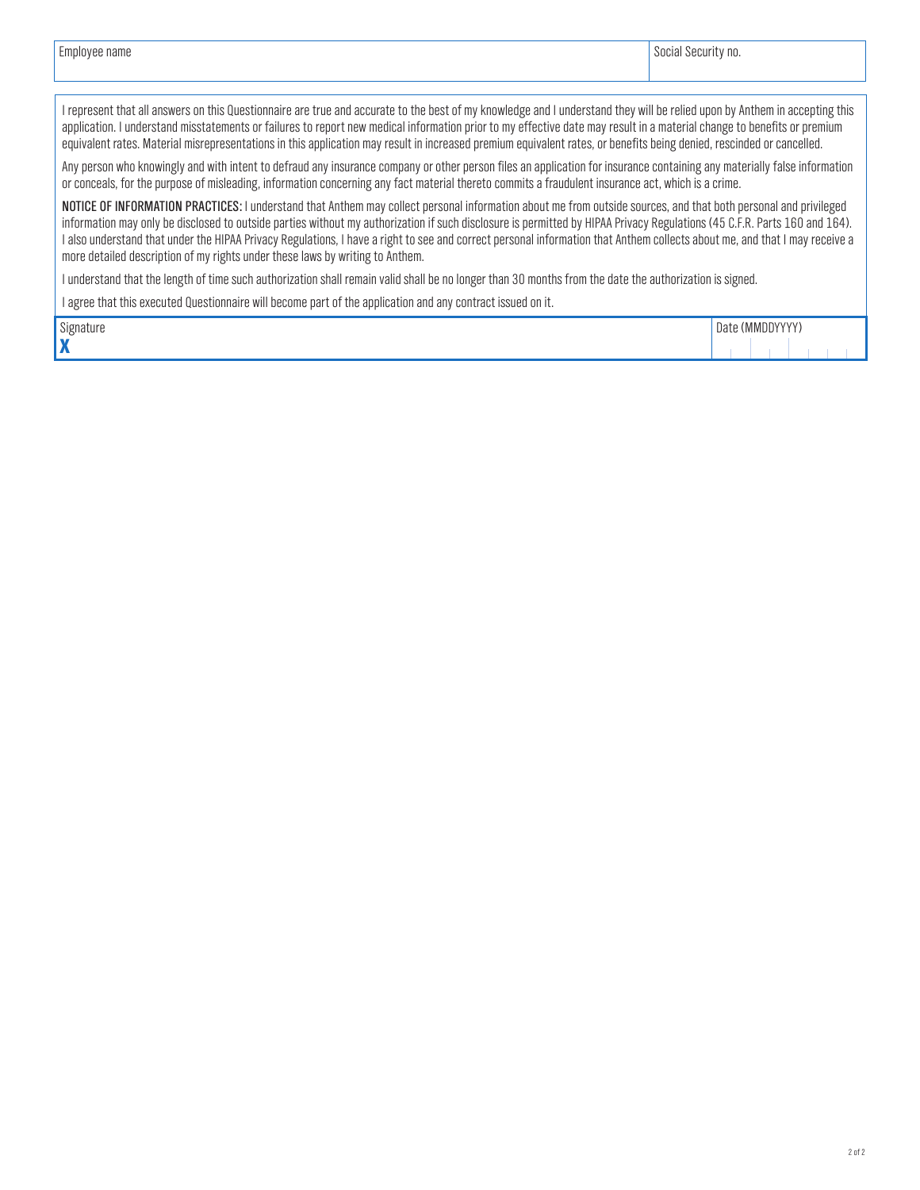| Employee name | Social Security no. |
|---|---|
| | |

I represent that all answers on this Questionnaire are true and accurate to the best of my knowledge and I understand they will be relied upon by Anthem in accepting this application. I understand misstatements or failures to report new medical information prior to my effective date may result in a material change to benefits or premium equivalent rates. Material misrepresentations in this application may result in increased premium equivalent rates, or benefits being denied, rescinded or cancelled.

Any person who knowingly and with intent to defraud any insurance company or other person files an application for insurance containing any materially false information or conceals, for the purpose of misleading, information concerning any fact material thereto commits a fraudulent insurance act, which is a crime.

**NOTICE OF INFORMATION PRACTICES:** I understand that Anthem may collect personal information about me from outside sources, and that both personal and privileged information may only be disclosed to outside parties without my authorization if such disclosure is permitted by HIPAA Privacy Regulations (45 C.F.R. Parts 160 and 164). I also understand that under the HIPAA Privacy Regulations, I have a right to see and correct personal information that Anthem collects about me, and that I may receive a more detailed description of my rights under these laws by writing to Anthem.

I understand that the length of time such authorization shall remain valid shall be no longer than 30 months from the date the authorization is signed.

I agree that this executed Questionnaire will become part of the application and any contract issued on it.

| Signature | Date (MMDDYYYY) |
|---|---|
| **X** | |